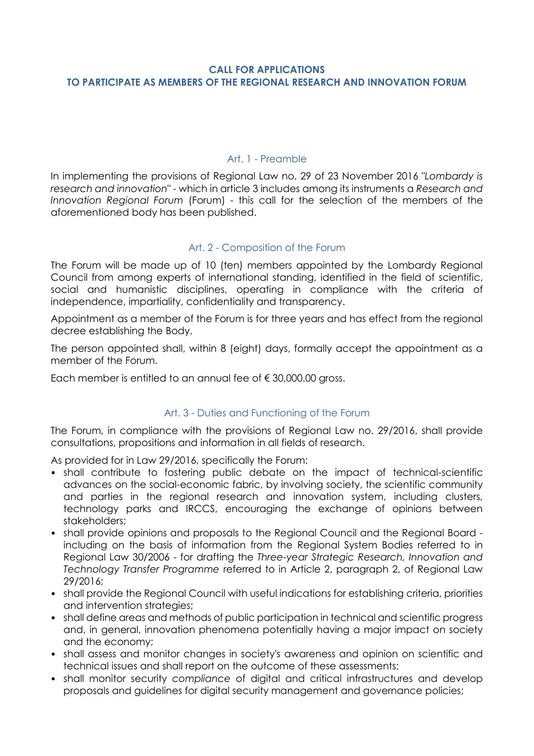# CALL FOR APPLICATIONS
# TO PARTICIPATE AS MEMBERS OF THE REGIONAL RESEARCH AND INNOVATION FORUM

## Art. 1 - Preamble

In implementing the provisions of Regional Law no. 29 of 23 November 2016 "*Lombardy is research and innovation*" - which in article 3 includes among its instruments a *Research and Innovation Regional Forum* (Forum) - this call for the selection of the members of the aforementioned body has been published.

## Art. 2 - Composition of the Forum

The Forum will be made up of 10 (ten) members appointed by the Lombardy Regional Council from among experts of international standing, identified in the field of scientific, social and humanistic disciplines, operating in compliance with the criteria of independence, impartiality, confidentiality and transparency.

Appointment as a member of the Forum is for three years and has effect from the regional decree establishing the Body.

The person appointed shall, within 8 (eight) days, formally accept the appointment as a member of the Forum.

Each member is entitled to an annual fee of € 30,000.00 gross.

## Art. 3 - Duties and Functioning of the Forum

The Forum, in compliance with the provisions of Regional Law no. 29/2016, shall provide consultations, propositions and information in all fields of research.

As provided for in Law 29/2016, specifically the Forum:

- shall contribute to fostering public debate on the impact of technical-scientific advances on the social-economic fabric, by involving society, the scientific community and parties in the regional research and innovation system, including clusters, technology parks and IRCCS, encouraging the exchange of opinions between stakeholders;
- shall provide opinions and proposals to the Regional Council and the Regional Board - including on the basis of information from the Regional System Bodies referred to in Regional Law 30/2006 - for drafting the *Three-year Strategic Research, Innovation and Technology Transfer Programme* referred to in Article 2, paragraph 2, of Regional Law 29/2016;
- shall provide the Regional Council with useful indications for establishing criteria, priorities and intervention strategies;
- shall define areas and methods of public participation in technical and scientific progress and, in general, innovation phenomena potentially having a major impact on society and the economy;
- shall assess and monitor changes in society's awareness and opinion on scientific and technical issues and shall report on the outcome of these assessments;
- shall monitor security *compliance* of digital and critical infrastructures and develop proposals and guidelines for digital security management and governance policies;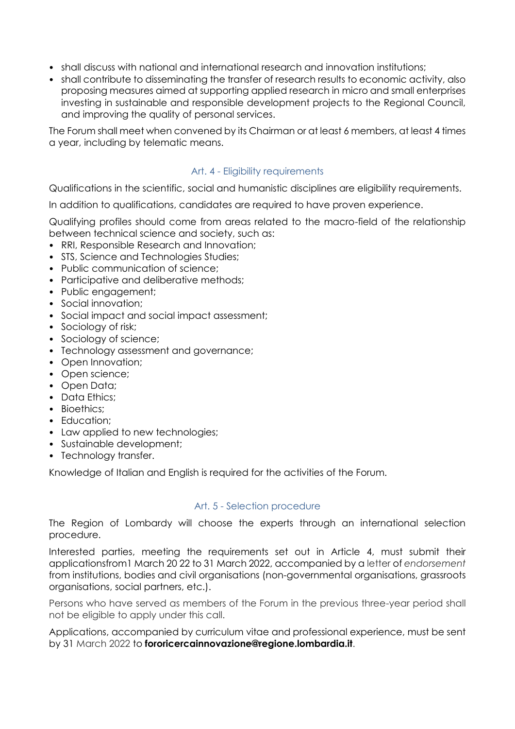- shall discuss with national and international research and innovation institutions;
- shall contribute to disseminating the transfer of research results to economic activity, also proposing measures aimed at supporting applied research in micro and small enterprises investing in sustainable and responsible development projects to the Regional Council, and improving the quality of personal services.

The Forum shall meet when convened by its Chairman or at least 6 members, at least 4 times a year, including by telematic means.

## Art. 4 - Eligibility requirements

Qualifications in the scientific, social and humanistic disciplines are eligibility requirements.

In addition to qualifications, candidates are required to have proven experience.

Qualifying profiles should come from areas related to the macro-field of the relationship between technical science and society, such as:

- RRI, Responsible Research and Innovation;
- STS, Science and Technologies Studies;
- Public communication of science;
- Participative and deliberative methods;
- Public engagement;
- Social innovation;
- Social impact and social impact assessment;
- Sociology of risk;
- Sociology of science;
- Technology assessment and governance;
- Open Innovation;
- Open science;
- Open Data;
- Data Ethics;
- Bioethics;
- Education;
- Law applied to new technologies;
- Sustainable development;
- Technology transfer.

Knowledge of Italian and English is required for the activities of the Forum.

## Art. 5 - Selection procedure

The Region of Lombardy will choose the experts through an international selection procedure.

Interested parties, meeting the requirements set out in Article 4, must submit their applicationsfrom1 March 20 22 to 31 March 2022, accompanied by a letter of *endorsement* from institutions, bodies and civil organisations (non-governmental organisations, grassroots organisations, social partners, etc.).

Persons who have served as members of the Forum in the previous three-year period shall not be eligible to apply under this call.

Applications, accompanied by curriculum vitae and professional experience, must be sent by 31 March 2022 to **fororicercainnovazione@regione.lombardia.it**.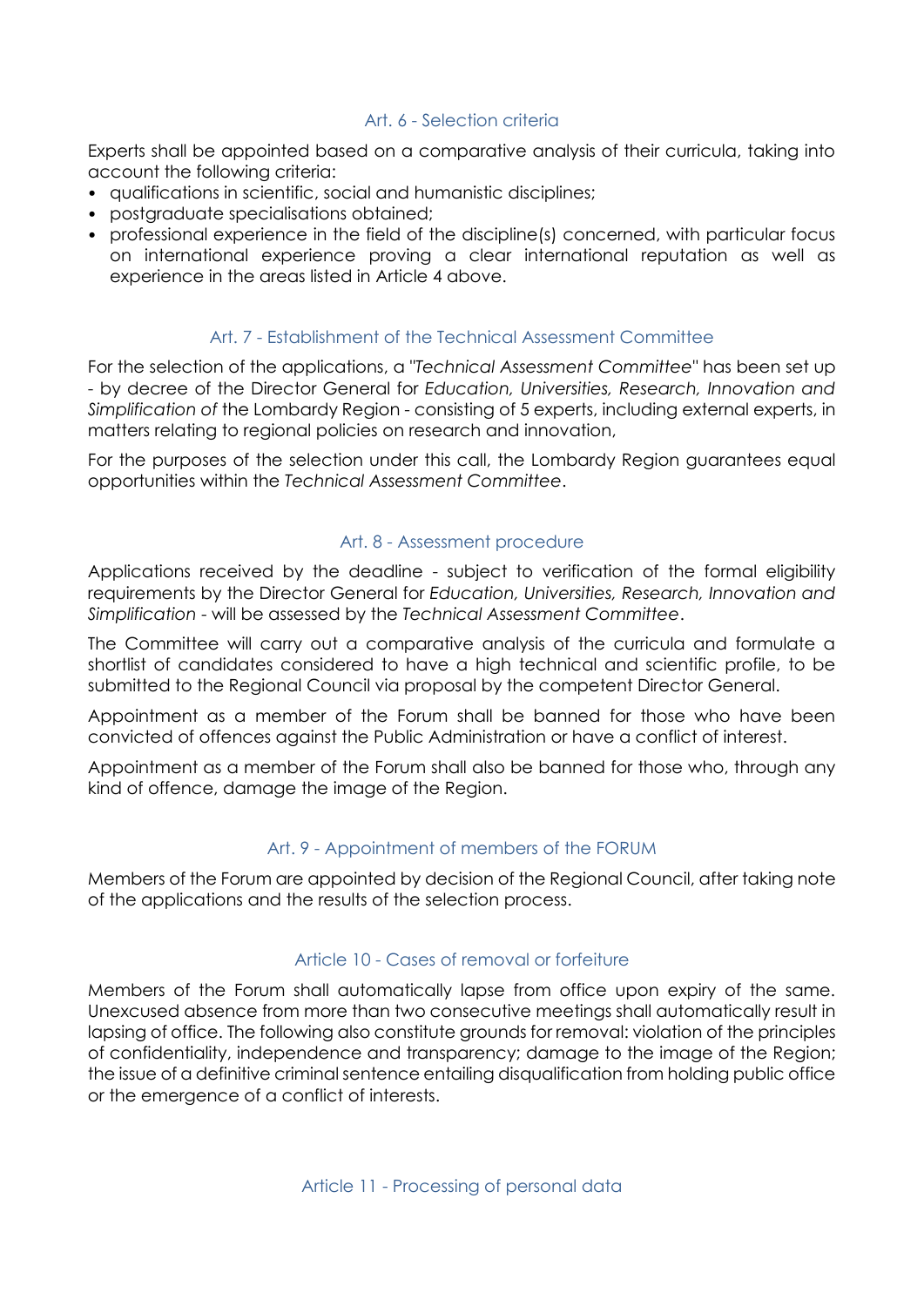## Art. 6 - Selection criteria

Experts shall be appointed based on a comparative analysis of their curricula, taking into account the following criteria:

- qualifications in scientific, social and humanistic disciplines;
- postgraduate specialisations obtained;
- professional experience in the field of the discipline(s) concerned, with particular focus on international experience proving a clear international reputation as well as experience in the areas listed in Article 4 above.

## Art. 7 - Establishment of the Technical Assessment Committee

For the selection of the applications, a "*Technical Assessment Committee*" has been set up - by decree of the Director General for *Education, Universities, Research, Innovation and Simplification of* the Lombardy Region - consisting of 5 experts, including external experts, in matters relating to regional policies on research and innovation,

For the purposes of the selection under this call, the Lombardy Region guarantees equal opportunities within the *Technical Assessment Committee*.

## Art. 8 - Assessment procedure

Applications received by the deadline - subject to verification of the formal eligibility requirements by the Director General for *Education, Universities, Research, Innovation and Simplification* - will be assessed by the *Technical Assessment Committee*.

The Committee will carry out a comparative analysis of the curricula and formulate a shortlist of candidates considered to have a high technical and scientific profile, to be submitted to the Regional Council via proposal by the competent Director General.

Appointment as a member of the Forum shall be banned for those who have been convicted of offences against the Public Administration or have a conflict of interest.

Appointment as a member of the Forum shall also be banned for those who, through any kind of offence, damage the image of the Region.

## Art. 9 - Appointment of members of the FORUM

Members of the Forum are appointed by decision of the Regional Council, after taking note of the applications and the results of the selection process.

## Article 10 - Cases of removal or forfeiture

Members of the Forum shall automatically lapse from office upon expiry of the same. Unexcused absence from more than two consecutive meetings shall automatically result in lapsing of office. The following also constitute grounds for removal: violation of the principles of confidentiality, independence and transparency; damage to the image of the Region; the issue of a definitive criminal sentence entailing disqualification from holding public office or the emergence of a conflict of interests.

## Article 11 - Processing of personal data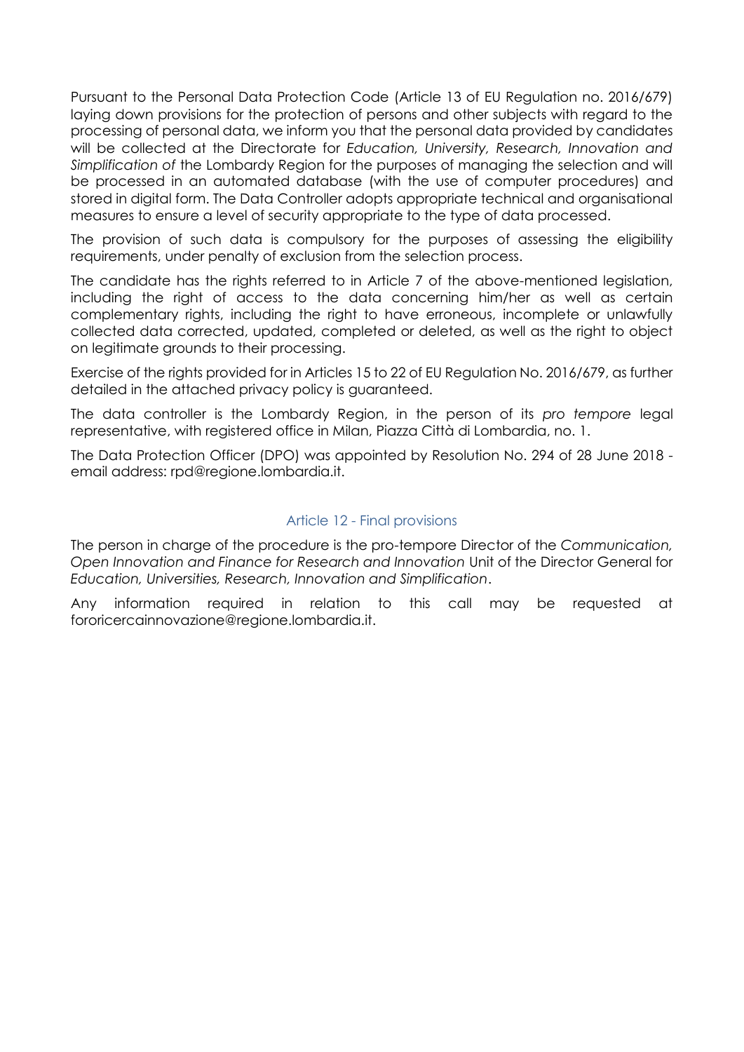Pursuant to the Personal Data Protection Code (Article 13 of EU Regulation no. 2016/679) laying down provisions for the protection of persons and other subjects with regard to the processing of personal data, we inform you that the personal data provided by candidates will be collected at the Directorate for *Education, University, Research, Innovation and Simplification of* the Lombardy Region for the purposes of managing the selection and will be processed in an automated database (with the use of computer procedures) and stored in digital form. The Data Controller adopts appropriate technical and organisational measures to ensure a level of security appropriate to the type of data processed.

The provision of such data is compulsory for the purposes of assessing the eligibility requirements, under penalty of exclusion from the selection process.

The candidate has the rights referred to in Article 7 of the above-mentioned legislation, including the right of access to the data concerning him/her as well as certain complementary rights, including the right to have erroneous, incomplete or unlawfully collected data corrected, updated, completed or deleted, as well as the right to object on legitimate grounds to their processing.

Exercise of the rights provided for in Articles 15 to 22 of EU Regulation No. 2016/679, as further detailed in the attached privacy policy is guaranteed.

The data controller is the Lombardy Region, in the person of its *pro tempore* legal representative, with registered office in Milan, Piazza Città di Lombardia, no. 1.

The Data Protection Officer (DPO) was appointed by Resolution No. 294 of 28 June 2018 - email address: rpd@regione.lombardia.it.

## Article 12 - Final provisions

The person in charge of the procedure is the pro-tempore Director of the *Communication, Open Innovation and Finance for Research and Innovation* Unit of the Director General for *Education, Universities, Research, Innovation and Simplification*.

Any information required in relation to this call may be requested at fororicercainnovazione@regione.lombardia.it.